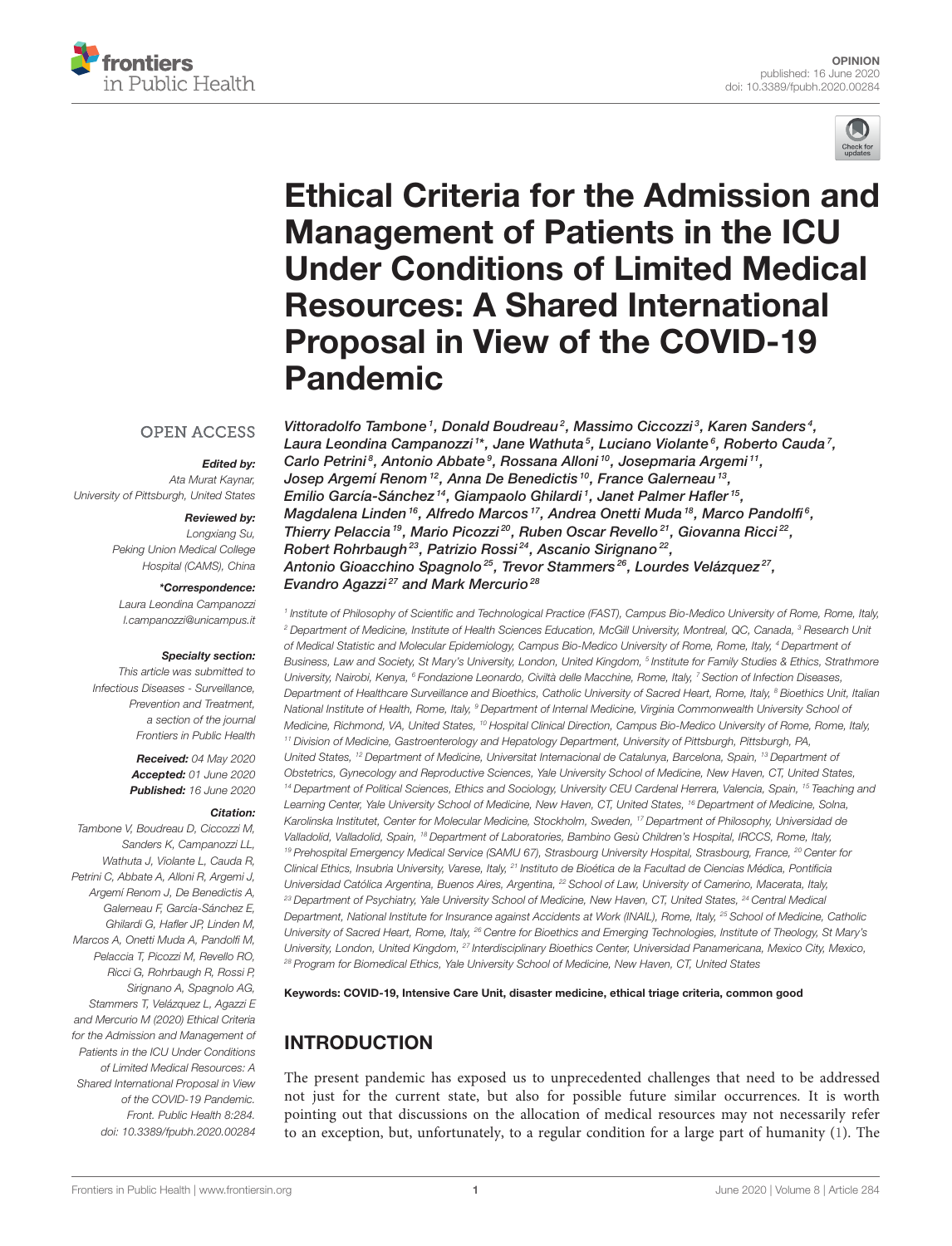OPINION
published: 16 June 2020
doi: 10.3389/fpubh.2020.00284

# Ethical Criteria for the Admission and Management of Patients in the ICU Under Conditions of Limited Medical Resources: A Shared International Proposal in View of the COVID-19 Pandemic

*Vittoradolfo Tambone[1], Donald Boudreau[2], Massimo Ciccozzi[3], Karen Sanders[4], Laura Leondina Campanozzi[1]*, Jane Wathuta[5], Luciano Violante[6], Roberto Cauda[7], Carlo Petrini[8], Antonio Abbate[9], Rossana Alloni[10], Josepmaria Argemi[11], Josep Argemí Renom[12], Anna De Benedictis[10], France Galerneau[13], Emilio García-Sánchez[14], Giampaolo Ghilardi[1], Janet Palmer Hafler[15], Magdalena Linden[16], Alfredo Marcos[17], Andrea Onetti Muda[18], Marco Pandolfi[6], Thierry Pelaccia[19], Mario Picozzi[20], Ruben Oscar Revello[21], Giovanna Ricci[22], Robert Rohrbaugh[23], Patrizio Rossi[24], Ascanio Sirignano[22], Antonio Gioacchino Spagnolo[25], Trevor Stammers[26], Lourdes Velázquez[27], Evandro Agazzi[27] and Mark Mercurio[28]*

[1] Institute of Philosophy of Scientific and Technological Practice (FAST), Campus Bio-Medico University of Rome, Rome, Italy, [2] Department of Medicine, Institute of Health Sciences Education, McGill University, Montreal, QC, Canada, [3] Research Unit of Medical Statistic and Molecular Epidemiology, Campus Bio-Medico University of Rome, Rome, Italy, [4] Department of Business, Law and Society, St Mary's University, London, United Kingdom, [5] Institute for Family Studies & Ethics, Strathmore University, Nairobi, Kenya, [6] Fondazione Leonardo, Civiltà delle Macchine, Rome, Italy, [7] Section of Infection Diseases, Department of Healthcare Surveillance and Bioethics, Catholic University of Sacred Heart, Rome, Italy, [8] Bioethics Unit, Italian National Institute of Health, Rome, Italy, [9] Department of Internal Medicine, Virginia Commonwealth University School of Medicine, Richmond, VA, United States, [10] Hospital Clinical Direction, Campus Bio-Medico University of Rome, Rome, Italy, [11] Division of Medicine, Gastroenterology and Hepatology Department, University of Pittsburgh, Pittsburgh, PA, United States, [12] Department of Medicine, Universitat Internacional de Catalunya, Barcelona, Spain, [13] Department of Obstetrics, Gynecology and Reproductive Sciences, Yale University School of Medicine, New Haven, CT, United States, [14] Department of Political Sciences, Ethics and Sociology, University CEU Cardenal Herrera, Valencia, Spain, [15] Teaching and Learning Center, Yale University School of Medicine, New Haven, CT, United States, [16] Department of Medicine, Solna, Karolinska Institutet, Center for Molecular Medicine, Stockholm, Sweden, [17] Department of Philosophy, Universidad de Valladolid, Valladolid, Spain, [18] Department of Laboratories, Bambino Gesù Children's Hospital, IRCCS, Rome, Italy, [19] Prehospital Emergency Medical Service (SAMU 67), Strasbourg University Hospital, Strasbourg, France, [20] Center for Clinical Ethics, Insubria University, Varese, Italy, [21] Instituto de Bioética de la Facultad de Ciencias Médica, Pontificia Universidad Católica Argentina, Buenos Aires, Argentina, [22] School of Law, University of Camerino, Macerata, Italy, [23] Department of Psychiatry, Yale University School of Medicine, New Haven, CT, United States, [24] Central Medical Department, National Institute for Insurance against Accidents at Work (INAIL), Rome, Italy, [25] School of Medicine, Catholic University of Sacred Heart, Rome, Italy, [26] Centre for Bioethics and Emerging Technologies, Institute of Theology, St Mary's University, London, United Kingdom, [27] Interdisciplinary Bioethics Center, Universidad Panamericana, Mexico City, Mexico, [28] Program for Biomedical Ethics, Yale University School of Medicine, New Haven, CT, United States

OPEN ACCESS

***Edited by:***
Ata Murat Kaynar,
University of Pittsburgh, United States

***Reviewed by:***
Longxiang Su,
Peking Union Medical College Hospital (CAMS), China

***\*Correspondence:***
Laura Leondina Campanozzi
l.campanozzi@unicampus.it

***Specialty section:***
This article was submitted to Infectious Diseases - Surveillance, Prevention and Treatment, a section of the journal Frontiers in Public Health

***Received:*** 04 May 2020
***Accepted:*** 01 June 2020
***Published:*** 16 June 2020

***Citation:***
Tambone V, Boudreau D, Ciccozzi M, Sanders K, Campanozzi LL, Wathuta J, Violante L, Cauda R, Petrini C, Abbate A, Alloni R, Argemi J, Argemí Renom J, De Benedictis A, Galerneau F, García-Sánchez E, Ghilardi G, Hafler JP, Linden M, Marcos A, Onetti Muda A, Pandolfi M, Pelaccia T, Picozzi M, Revello RO, Ricci G, Rohrbaugh R, Rossi P, Sirignano A, Spagnolo AG, Stammers T, Velázquez L, Agazzi E and Mercurio M (2020) Ethical Criteria for the Admission and Management of Patients in the ICU Under Conditions of Limited Medical Resources: A Shared International Proposal in View of the COVID-19 Pandemic. Front. Public Health 8:284. doi: 10.3389/fpubh.2020.00284

**Keywords: COVID-19, Intensive Care Unit, disaster medicine, ethical triage criteria, common good**

## INTRODUCTION

The present pandemic has exposed us to unprecedented challenges that need to be addressed not just for the current state, but also for possible future similar occurrences. It is worth pointing out that discussions on the allocation of medical resources may not necessarily refer to an exception, but, unfortunately, to a regular condition for a large part of humanity (1). The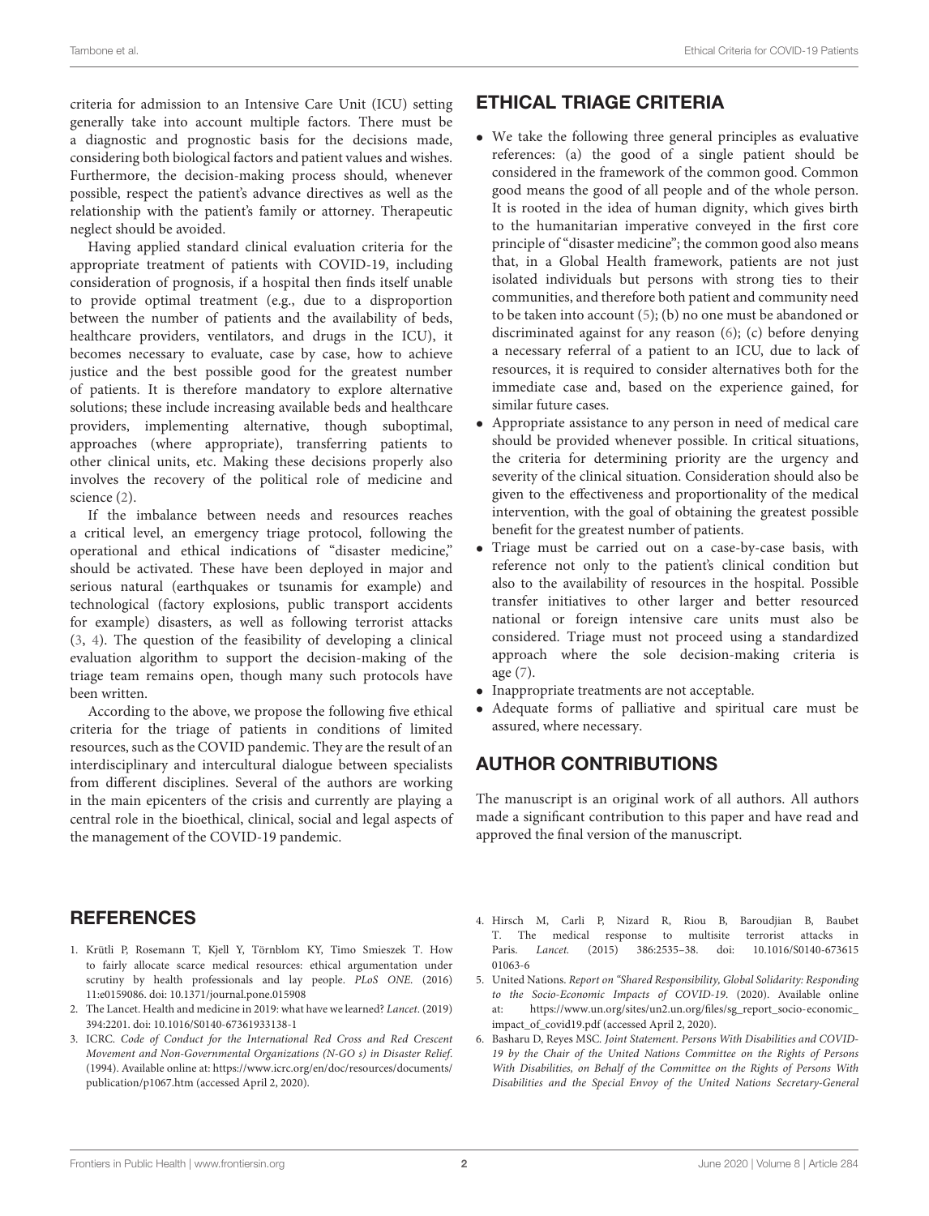criteria for admission to an Intensive Care Unit (ICU) setting generally take into account multiple factors. There must be a diagnostic and prognostic basis for the decisions made, considering both biological factors and patient values and wishes. Furthermore, the decision-making process should, whenever possible, respect the patient's advance directives as well as the relationship with the patient's family or attorney. Therapeutic neglect should be avoided.

Having applied standard clinical evaluation criteria for the appropriate treatment of patients with COVID-19, including consideration of prognosis, if a hospital then finds itself unable to provide optimal treatment (e.g., due to a disproportion between the number of patients and the availability of beds, healthcare providers, ventilators, and drugs in the ICU), it becomes necessary to evaluate, case by case, how to achieve justice and the best possible good for the greatest number of patients. It is therefore mandatory to explore alternative solutions; these include increasing available beds and healthcare providers, implementing alternative, though suboptimal, approaches (where appropriate), transferring patients to other clinical units, etc. Making these decisions properly also involves the recovery of the political role of medicine and science (2).

If the imbalance between needs and resources reaches a critical level, an emergency triage protocol, following the operational and ethical indications of "disaster medicine," should be activated. These have been deployed in major and serious natural (earthquakes or tsunamis for example) and technological (factory explosions, public transport accidents for example) disasters, as well as following terrorist attacks (3, 4). The question of the feasibility of developing a clinical evaluation algorithm to support the decision-making of the triage team remains open, though many such protocols have been written.

According to the above, we propose the following five ethical criteria for the triage of patients in conditions of limited resources, such as the COVID pandemic. They are the result of an interdisciplinary and intercultural dialogue between specialists from different disciplines. Several of the authors are working in the main epicenters of the crisis and currently are playing a central role in the bioethical, clinical, social and legal aspects of the management of the COVID-19 pandemic.

## ETHICAL TRIAGE CRITERIA

- We take the following three general principles as evaluative references: (a) the good of a single patient should be considered in the framework of the common good. Common good means the good of all people and of the whole person. It is rooted in the idea of human dignity, which gives birth to the humanitarian imperative conveyed in the first core principle of "disaster medicine"; the common good also means that, in a Global Health framework, patients are not just isolated individuals but persons with strong ties to their communities, and therefore both patient and community need to be taken into account (5); (b) no one must be abandoned or discriminated against for any reason (6); (c) before denying a necessary referral of a patient to an ICU, due to lack of resources, it is required to consider alternatives both for the immediate case and, based on the experience gained, for similar future cases.
- Appropriate assistance to any person in need of medical care should be provided whenever possible. In critical situations, the criteria for determining priority are the urgency and severity of the clinical situation. Consideration should also be given to the effectiveness and proportionality of the medical intervention, with the goal of obtaining the greatest possible benefit for the greatest number of patients.
- Triage must be carried out on a case-by-case basis, with reference not only to the patient's clinical condition but also to the availability of resources in the hospital. Possible transfer initiatives to other larger and better resourced national or foreign intensive care units must also be considered. Triage must not proceed using a standardized approach where the sole decision-making criteria is age (7).
- Inappropriate treatments are not acceptable.
- Adequate forms of palliative and spiritual care must be assured, where necessary.

## AUTHOR CONTRIBUTIONS

The manuscript is an original work of all authors. All authors made a significant contribution to this paper and have read and approved the final version of the manuscript.

## REFERENCES

1. Krütli P, Rosemann T, Kjell Y, Törnblom KY, Timo Smieszek T. How to fairly allocate scarce medical resources: ethical argumentation under scrutiny by health professionals and lay people. *PLoS ONE*. (2016) 11:e0159086. doi: 10.1371/journal.pone.015908
2. The Lancet. Health and medicine in 2019: what have we learned? *Lancet*. (2019) 394:2201. doi: 10.1016/S0140-67361933138-1
3. ICRC. *Code of Conduct for the International Red Cross and Red Crescent Movement and Non-Governmental Organizations (N-GO s) in Disaster Relief*. (1994). Available online at: https://www.icrc.org/en/doc/resources/documents/publication/p1067.htm (accessed April 2, 2020).
4. Hirsch M, Carli P, Nizard R, Riou B, Baroudjian B, Baubet T. The medical response to multisite terrorist attacks in Paris. *Lancet*. (2015) 386:2535–38. doi: 10.1016/S0140-673615 01063-6
5. United Nations. *Report on "Shared Responsibility, Global Solidarity: Responding to the Socio-Economic Impacts of COVID-19*. (2020). Available online at: https://www.un.org/sites/un2.un.org/files/sg_report_socio-economic_impact_of_covid19.pdf (accessed April 2, 2020).
6. Basharu D, Reyes MSC. *Joint Statement. Persons With Disabilities and COVID-19 by the Chair of the United Nations Committee on the Rights of Persons With Disabilities, on Behalf of the Committee on the Rights of Persons With Disabilities and the Special Envoy of the United Nations Secretary-General*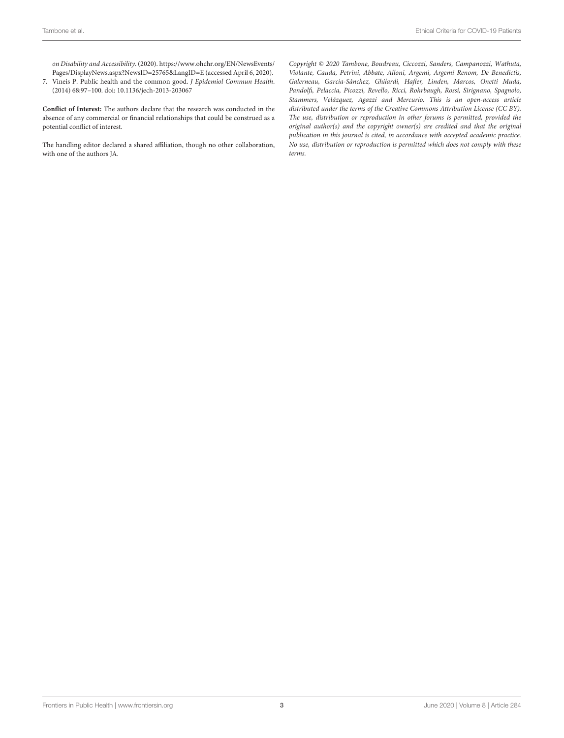*on Disability and Accessibility*. (2020). https://www.ohchr.org/EN/NewsEvents/Pages/DisplayNews.aspx?NewsID=25765&LangID=E (accessed April 6, 2020).

7. Vineis P. Public health and the common good. *J Epidemiol Commun Health*. (2014) 68:97–100. doi: 10.1136/jech-2013-203067

**Conflict of Interest:** The authors declare that the research was conducted in the absence of any commercial or financial relationships that could be construed as a potential conflict of interest.

The handling editor declared a shared affiliation, though no other collaboration, with one of the authors JA.

*Copyright © 2020 Tambone, Boudreau, Ciccozzi, Sanders, Campanozzi, Wathuta, Violante, Cauda, Petrini, Abbate, Alloni, Argemi, Argemí Renom, De Benedictis, Galerneau, García-Sánchez, Ghilardi, Hafler, Linden, Marcos, Onetti Muda, Pandolfi, Pelaccia, Picozzi, Revello, Ricci, Rohrbaugh, Rossi, Sirignano, Spagnolo, Stammers, Velázquez, Agazzi and Mercurio. This is an open-access article distributed under the terms of the Creative Commons Attribution License (CC BY). The use, distribution or reproduction in other forums is permitted, provided the original author(s) and the copyright owner(s) are credited and that the original publication in this journal is cited, in accordance with accepted academic practice. No use, distribution or reproduction is permitted which does not comply with these terms.*